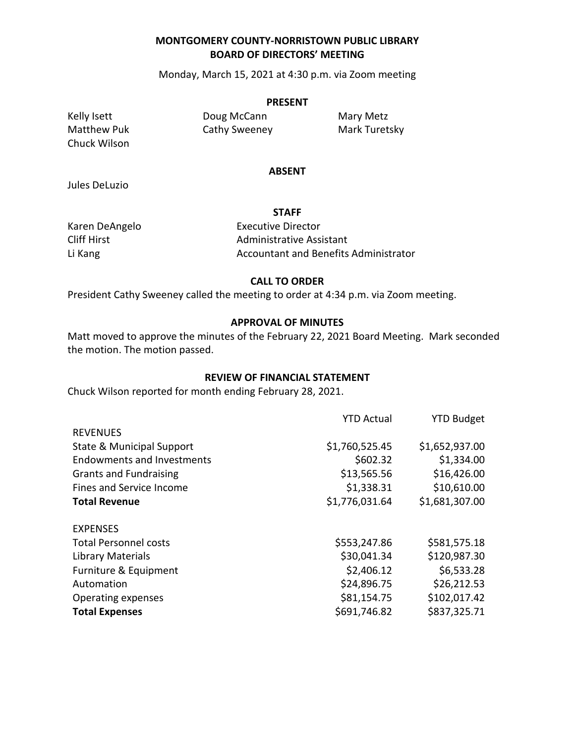# MONTGOMERY COUNTY-NORRISTOWN PUBLIC LIBRARY
## BOARD OF DIRECTORS' MEETING

Monday, March 15, 2021 at 4:30 p.m. via Zoom meeting

### PRESENT

Kelly Isett
Doug McCann
Mary Metz
Matthew Puk
Cathy Sweeney
Mark Turetsky
Chuck Wilson

### ABSENT

Jules DeLuzio

### STAFF

| | |
|---|---|
| Karen DeAngelo | Executive Director |
| Cliff Hirst | Administrative Assistant |
| Li Kang | Accountant and Benefits Administrator |

### CALL TO ORDER

President Cathy Sweeney called the meeting to order at 4:34 p.m. via Zoom meeting.

### APPROVAL OF MINUTES

Matt moved to approve the minutes of the February 22, 2021 Board Meeting. Mark seconded the motion. The motion passed.

### REVIEW OF FINANCIAL STATEMENT

Chuck Wilson reported for month ending February 28, 2021.

| | YTD Actual | YTD Budget |
|---|---|---|
| REVENUES | | |
| State & Municipal Support | $1,760,525.45 | $1,652,937.00 |
| Endowments and Investments | $602.32 | $1,334.00 |
| Grants and Fundraising | $13,565.56 | $16,426.00 |
| Fines and Service Income | $1,338.31 | $10,610.00 |
| **Total Revenue** | $1,776,031.64 | $1,681,307.00 |
| | | |
| EXPENSES | | |
| Total Personnel costs | $553,247.86 | $581,575.18 |
| Library Materials | $30,041.34 | $120,987.30 |
| Furniture & Equipment | $2,406.12 | $6,533.28 |
| Automation | $24,896.75 | $26,212.53 |
| Operating expenses | $81,154.75 | $102,017.42 |
| **Total Expenses** | $691,746.82 | $837,325.71 |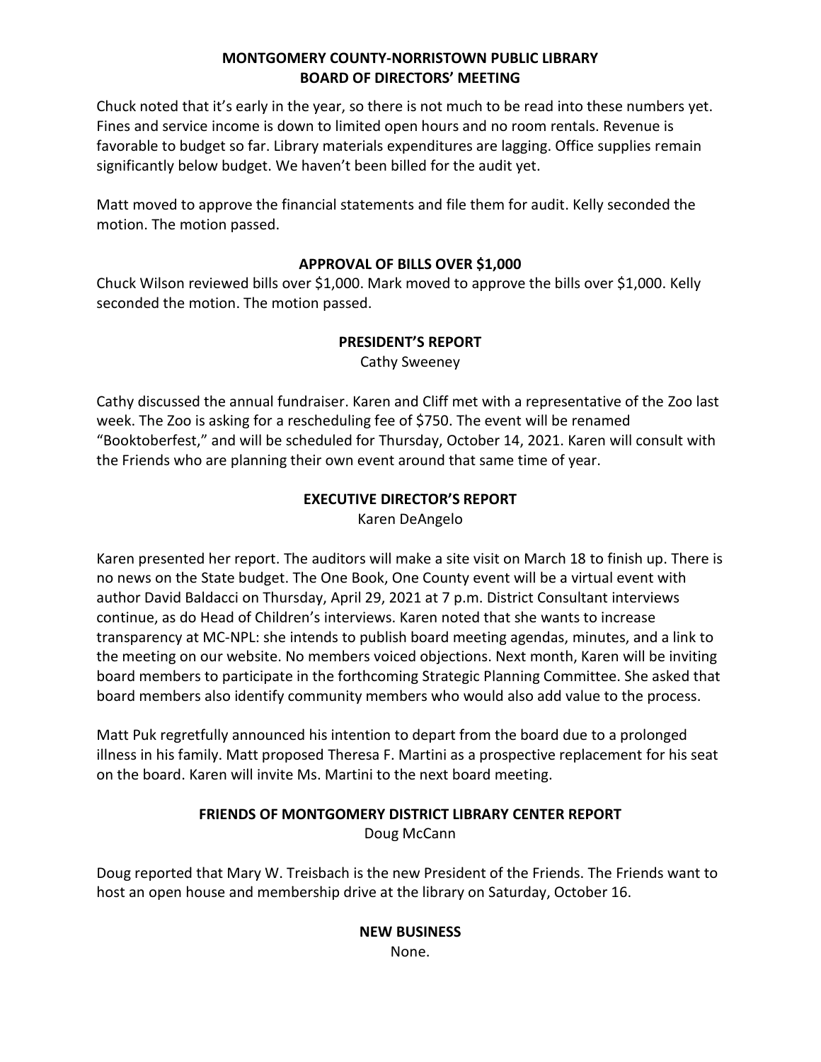**MONTGOMERY COUNTY-NORRISTOWN PUBLIC LIBRARY**
**BOARD OF DIRECTORS' MEETING**

Chuck noted that it's early in the year, so there is not much to be read into these numbers yet. Fines and service income is down to limited open hours and no room rentals. Revenue is favorable to budget so far. Library materials expenditures are lagging. Office supplies remain significantly below budget. We haven't been billed for the audit yet.

Matt moved to approve the financial statements and file them for audit. Kelly seconded the motion. The motion passed.

## APPROVAL OF BILLS OVER $1,000

Chuck Wilson reviewed bills over $1,000. Mark moved to approve the bills over $1,000. Kelly seconded the motion. The motion passed.

## PRESIDENT'S REPORT

Cathy Sweeney

Cathy discussed the annual fundraiser. Karen and Cliff met with a representative of the Zoo last week. The Zoo is asking for a rescheduling fee of $750. The event will be renamed "Booktoberfest," and will be scheduled for Thursday, October 14, 2021. Karen will consult with the Friends who are planning their own event around that same time of year.

## EXECUTIVE DIRECTOR'S REPORT

Karen DeAngelo

Karen presented her report. The auditors will make a site visit on March 18 to finish up. There is no news on the State budget. The One Book, One County event will be a virtual event with author David Baldacci on Thursday, April 29, 2021 at 7 p.m. District Consultant interviews continue, as do Head of Children's interviews. Karen noted that she wants to increase transparency at MC-NPL: she intends to publish board meeting agendas, minutes, and a link to the meeting on our website. No members voiced objections. Next month, Karen will be inviting board members to participate in the forthcoming Strategic Planning Committee. She asked that board members also identify community members who would also add value to the process.

Matt Puk regretfully announced his intention to depart from the board due to a prolonged illness in his family. Matt proposed Theresa F. Martini as a prospective replacement for his seat on the board. Karen will invite Ms. Martini to the next board meeting.

## FRIENDS OF MONTGOMERY DISTRICT LIBRARY CENTER REPORT

Doug McCann

Doug reported that Mary W. Treisbach is the new President of the Friends. The Friends want to host an open house and membership drive at the library on Saturday, October 16.

## NEW BUSINESS

None.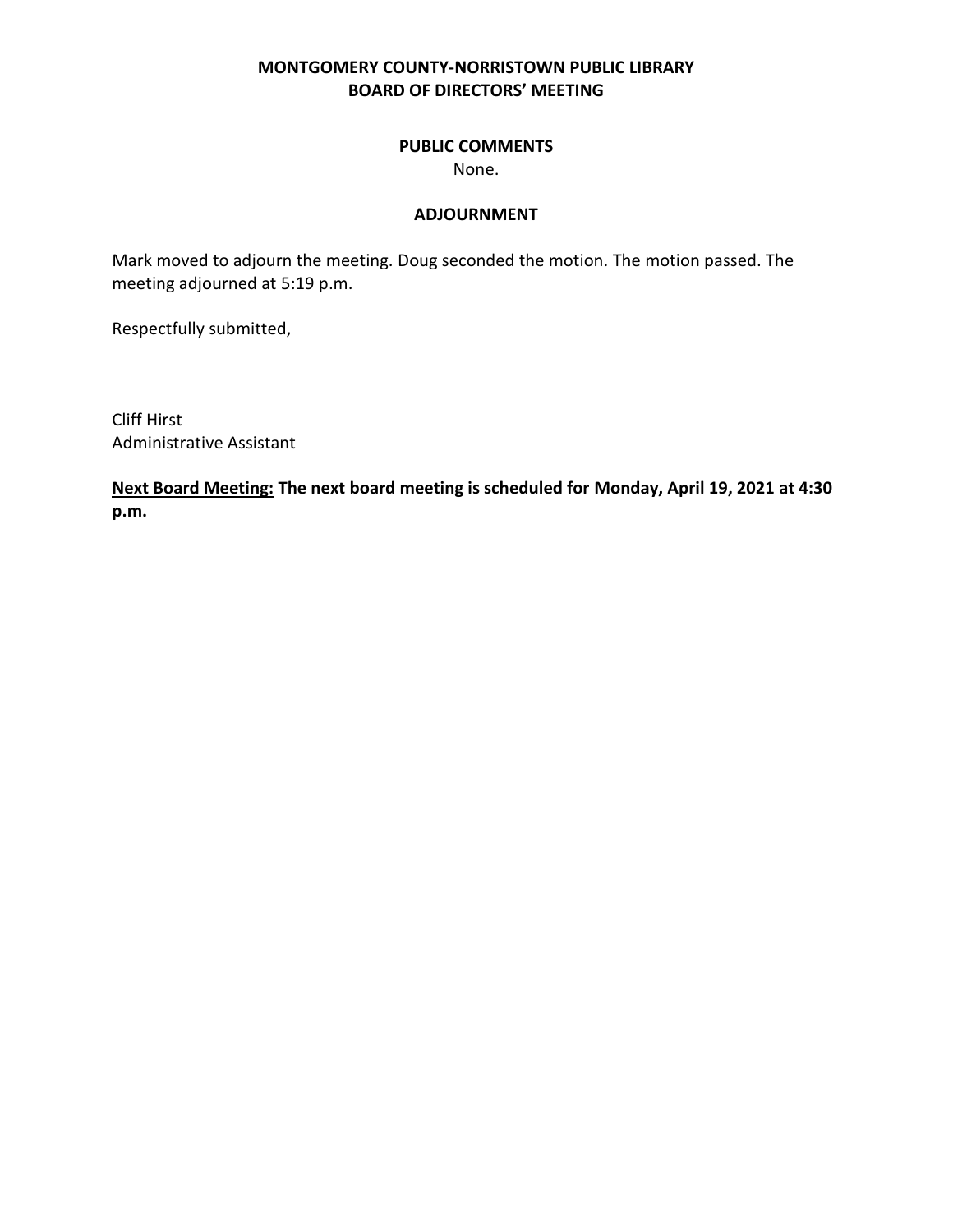## PUBLIC COMMENTS

None.

## ADJOURNMENT

Mark moved to adjourn the meeting. Doug seconded the motion. The motion passed. The meeting adjourned at 5:19 p.m.

Respectfully submitted,

Cliff Hirst
Administrative Assistant

**Next Board Meeting: The next board meeting is scheduled for Monday, April 19, 2021 at 4:30 p.m.**